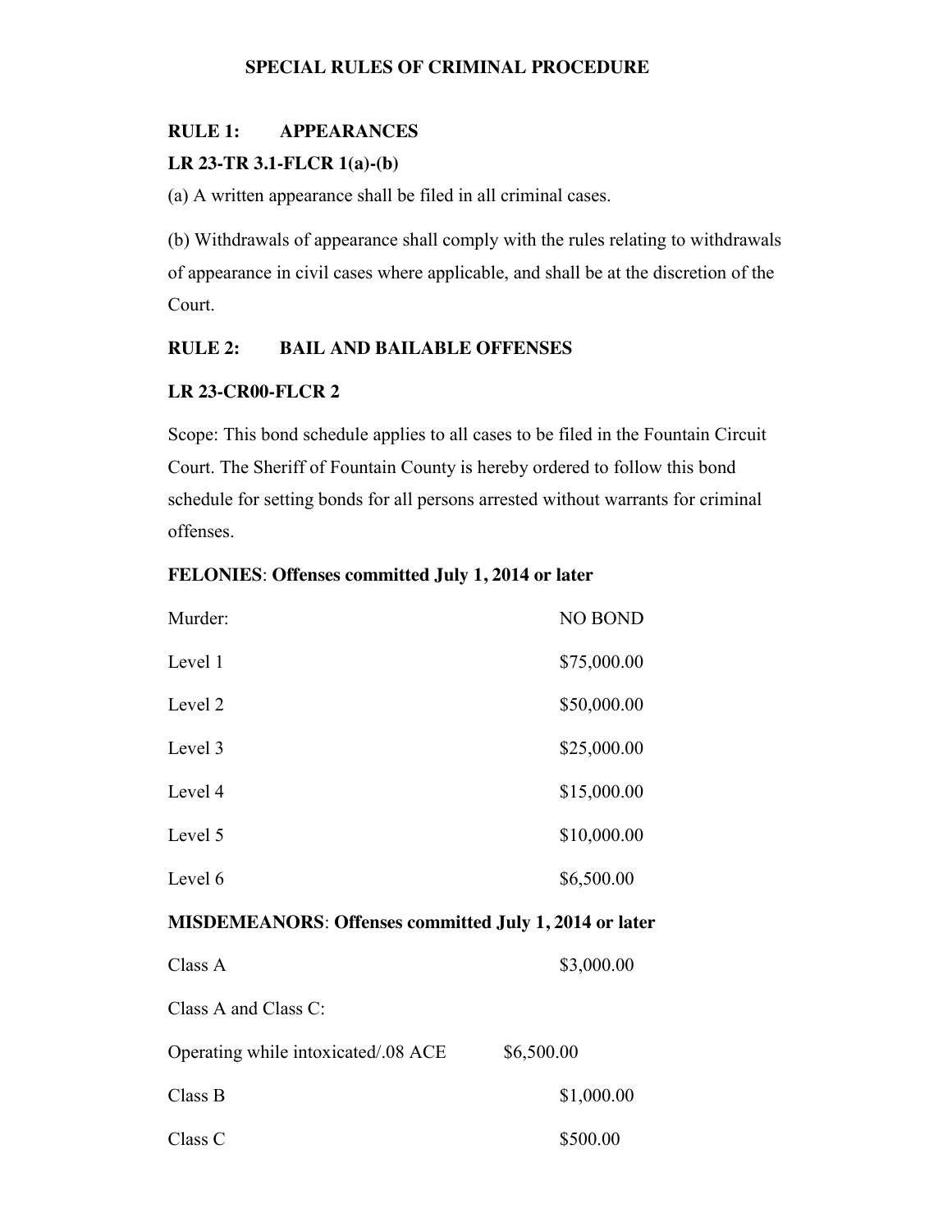# SPECIAL RULES OF CRIMINAL PROCEDURE

## RULE 1: APPEARANCES

**LR 23-TR 3.1-FLCR 1(a)-(b)**

(a) A written appearance shall be filed in all criminal cases.

(b) Withdrawals of appearance shall comply with the rules relating to withdrawals of appearance in civil cases where applicable, and shall be at the discretion of the Court.

## RULE 2: BAIL AND BAILABLE OFFENSES

**LR 23-CR00-FLCR 2**

Scope: This bond schedule applies to all cases to be filed in the Fountain Circuit Court. The Sheriff of Fountain County is hereby ordered to follow this bond schedule for setting bonds for all persons arrested without warrants for criminal offenses.

**FELONIES**: **Offenses committed July 1, 2014 or later**

| | |
|---|---|
| Murder: | NO BOND |
| Level 1 | $75,000.00 |
| Level 2 | $50,000.00 |
| Level 3 | $25,000.00 |
| Level 4 | $15,000.00 |
| Level 5 | $10,000.00 |
| Level 6 | $6,500.00 |

**MISDEMEANORS**: **Offenses committed July 1, 2014 or later**

| | |
|---|---|
| Class A | $3,000.00 |
| Class A and Class C: | |
| Operating while intoxicated/.08 ACE | $6,500.00 |
| Class B | $1,000.00 |
| Class C | $500.00 |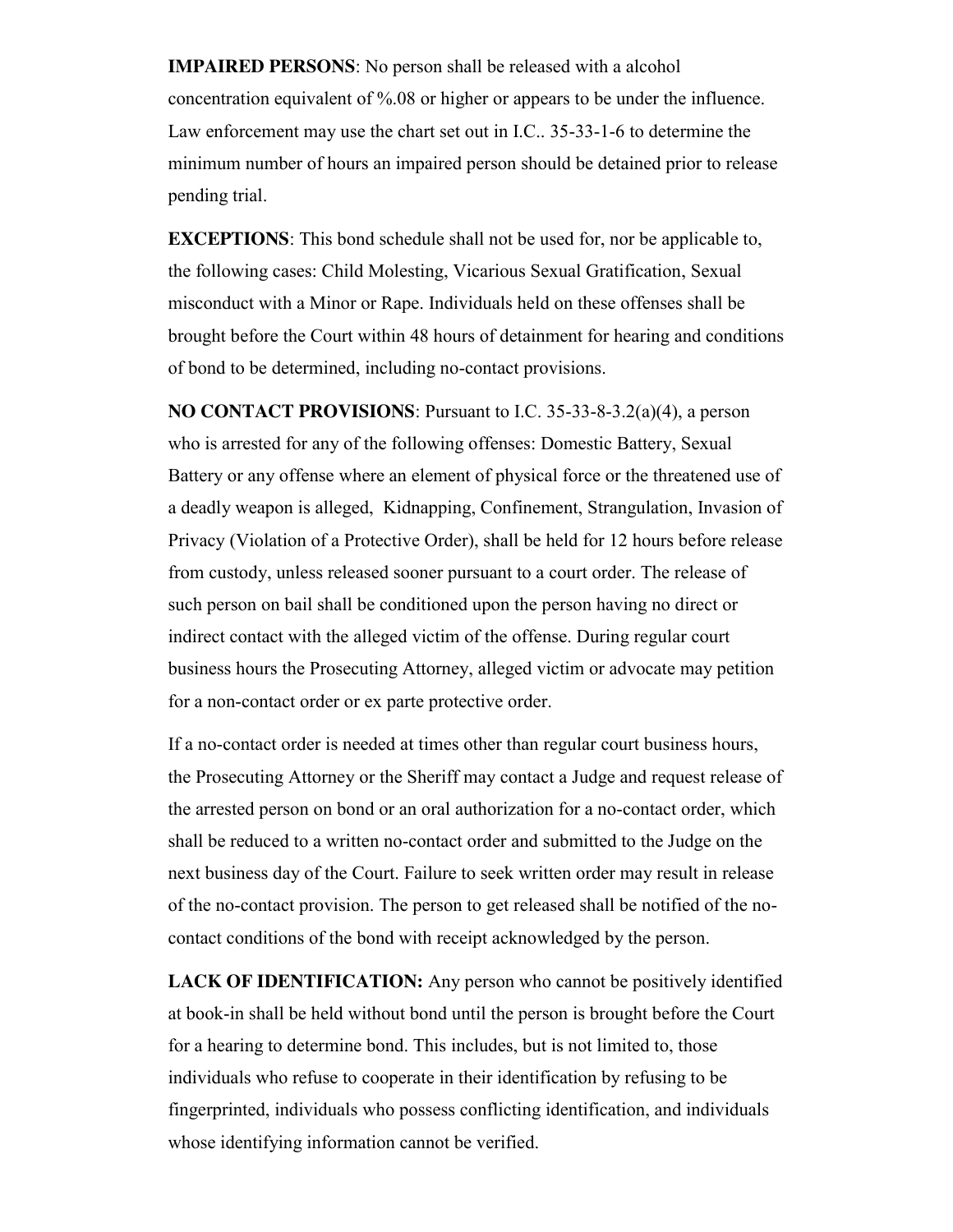**IMPAIRED PERSONS**: No person shall be released with a alcohol concentration equivalent of %.08 or higher or appears to be under the influence. Law enforcement may use the chart set out in I.C.. 35-33-1-6 to determine the minimum number of hours an impaired person should be detained prior to release pending trial.

**EXCEPTIONS**: This bond schedule shall not be used for, nor be applicable to, the following cases: Child Molesting, Vicarious Sexual Gratification, Sexual misconduct with a Minor or Rape. Individuals held on these offenses shall be brought before the Court within 48 hours of detainment for hearing and conditions of bond to be determined, including no-contact provisions.

**NO CONTACT PROVISIONS**: Pursuant to I.C. 35-33-8-3.2(a)(4), a person who is arrested for any of the following offenses: Domestic Battery, Sexual Battery or any offense where an element of physical force or the threatened use of a deadly weapon is alleged, Kidnapping, Confinement, Strangulation, Invasion of Privacy (Violation of a Protective Order), shall be held for 12 hours before release from custody, unless released sooner pursuant to a court order. The release of such person on bail shall be conditioned upon the person having no direct or indirect contact with the alleged victim of the offense. During regular court business hours the Prosecuting Attorney, alleged victim or advocate may petition for a non-contact order or ex parte protective order.

If a no-contact order is needed at times other than regular court business hours, the Prosecuting Attorney or the Sheriff may contact a Judge and request release of the arrested person on bond or an oral authorization for a no-contact order, which shall be reduced to a written no-contact order and submitted to the Judge on the next business day of the Court. Failure to seek written order may result in release of the no-contact provision. The person to get released shall be notified of the no-contact conditions of the bond with receipt acknowledged by the person.

**LACK OF IDENTIFICATION:** Any person who cannot be positively identified at book-in shall be held without bond until the person is brought before the Court for a hearing to determine bond. This includes, but is not limited to, those individuals who refuse to cooperate in their identification by refusing to be fingerprinted, individuals who possess conflicting identification, and individuals whose identifying information cannot be verified.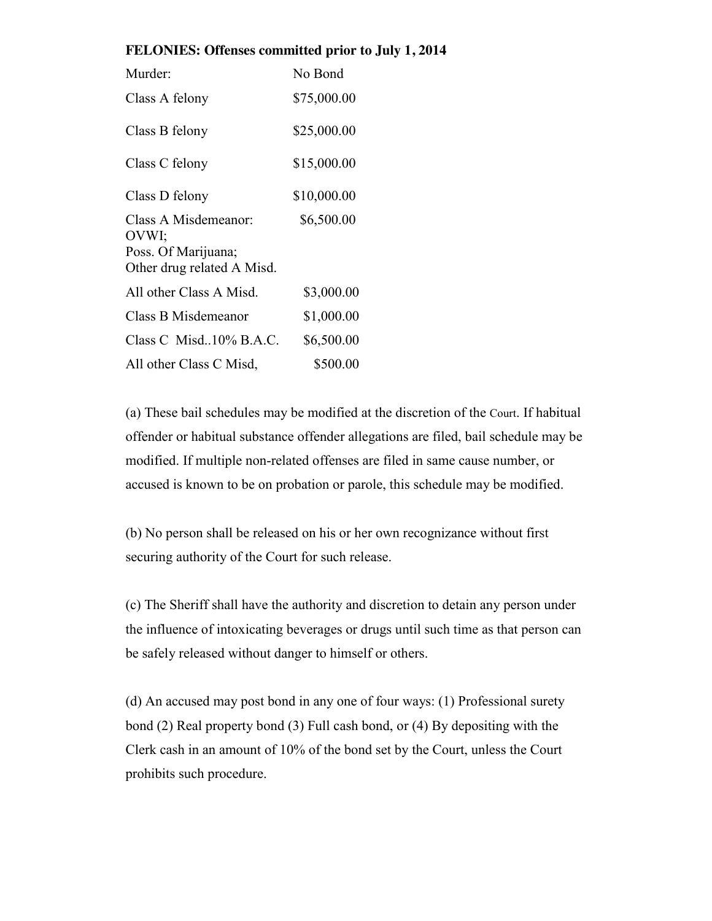**FELONIES: Offenses committed prior to July 1, 2014**

| | |
|---|---|
| Murder: | No Bond |
| Class A felony | $75,000.00 |
| Class B felony | $25,000.00 |
| Class C felony | $15,000.00 |
| Class D felony | $10,000.00 |
| Class A Misdemeanor: OVWI; Poss. Of Marijuana; Other drug related A Misd. | $6,500.00 |
| All other Class A Misd. | $3,000.00 |
| Class B Misdemeanor | $1,000.00 |
| Class C Misd..10% B.A.C. | $6,500.00 |
| All other Class C Misd, | $500.00 |

(a) These bail schedules may be modified at the discretion of the Court. If habitual offender or habitual substance offender allegations are filed, bail schedule may be modified. If multiple non-related offenses are filed in same cause number, or accused is known to be on probation or parole, this schedule may be modified.

(b) No person shall be released on his or her own recognizance without first securing authority of the Court for such release.

(c) The Sheriff shall have the authority and discretion to detain any person under the influence of intoxicating beverages or drugs until such time as that person can be safely released without danger to himself or others.

(d) An accused may post bond in any one of four ways: (1) Professional surety bond (2) Real property bond (3) Full cash bond, or (4) By depositing with the Clerk cash in an amount of 10% of the bond set by the Court, unless the Court prohibits such procedure.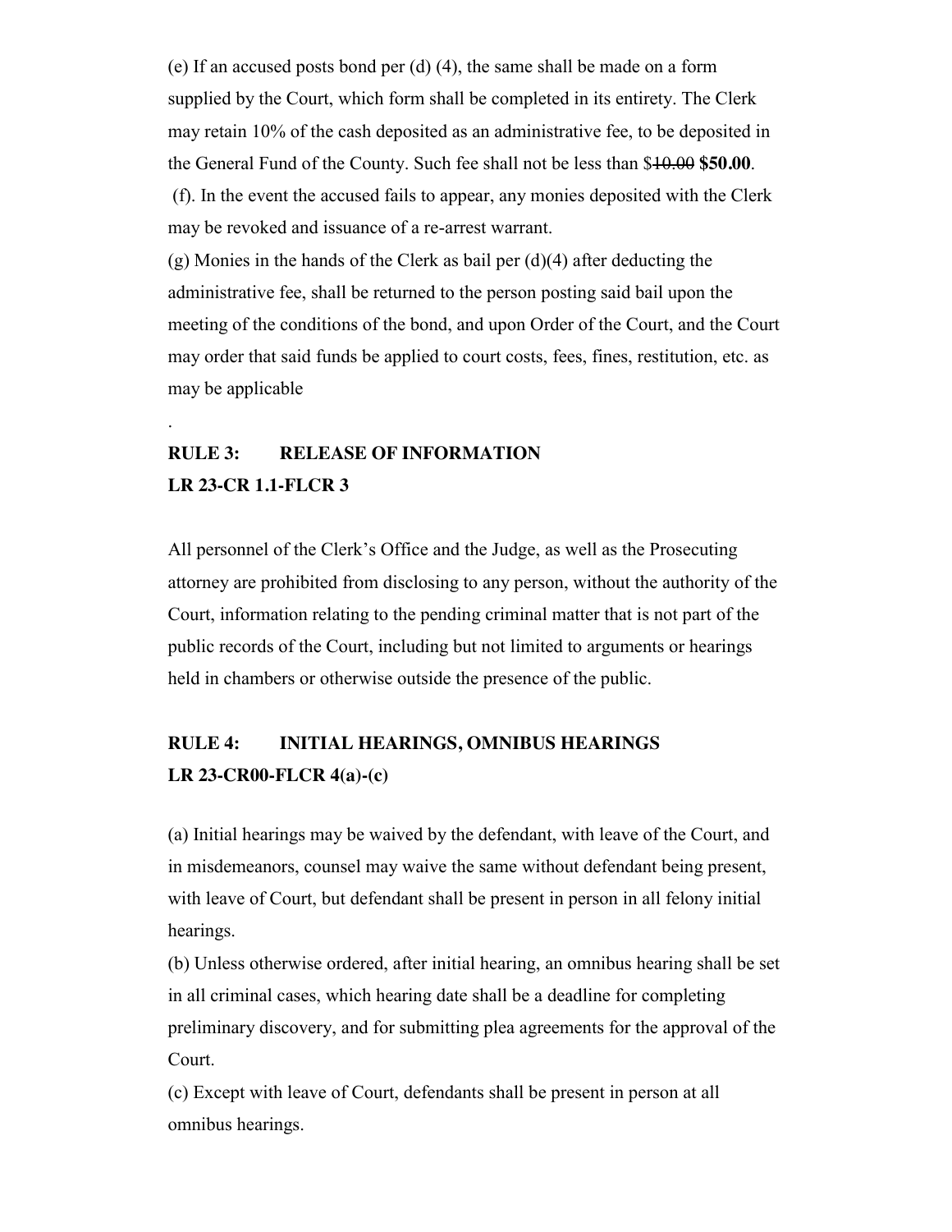(e) If an accused posts bond per (d) (4), the same shall be made on a form supplied by the Court, which form shall be completed in its entirety. The Clerk may retain 10% of the cash deposited as an administrative fee, to be deposited in the General Fund of the County. Such fee shall not be less than $~~10.00~~ **$50.00**.

(f). In the event the accused fails to appear, any monies deposited with the Clerk may be revoked and issuance of a re-arrest warrant.

(g) Monies in the hands of the Clerk as bail per (d)(4) after deducting the administrative fee, shall be returned to the person posting said bail upon the meeting of the conditions of the bond, and upon Order of the Court, and the Court may order that said funds be applied to court costs, fees, fines, restitution, etc. as may be applicable

.

## RULE 3: RELEASE OF INFORMATION
## LR 23-CR 1.1-FLCR 3

All personnel of the Clerk's Office and the Judge, as well as the Prosecuting attorney are prohibited from disclosing to any person, without the authority of the Court, information relating to the pending criminal matter that is not part of the public records of the Court, including but not limited to arguments or hearings held in chambers or otherwise outside the presence of the public.

## RULE 4: INITIAL HEARINGS, OMNIBUS HEARINGS
## LR 23-CR00-FLCR 4(a)-(c)

(a) Initial hearings may be waived by the defendant, with leave of the Court, and in misdemeanors, counsel may waive the same without defendant being present, with leave of Court, but defendant shall be present in person in all felony initial hearings.

(b) Unless otherwise ordered, after initial hearing, an omnibus hearing shall be set in all criminal cases, which hearing date shall be a deadline for completing preliminary discovery, and for submitting plea agreements for the approval of the Court.

(c) Except with leave of Court, defendants shall be present in person at all omnibus hearings.